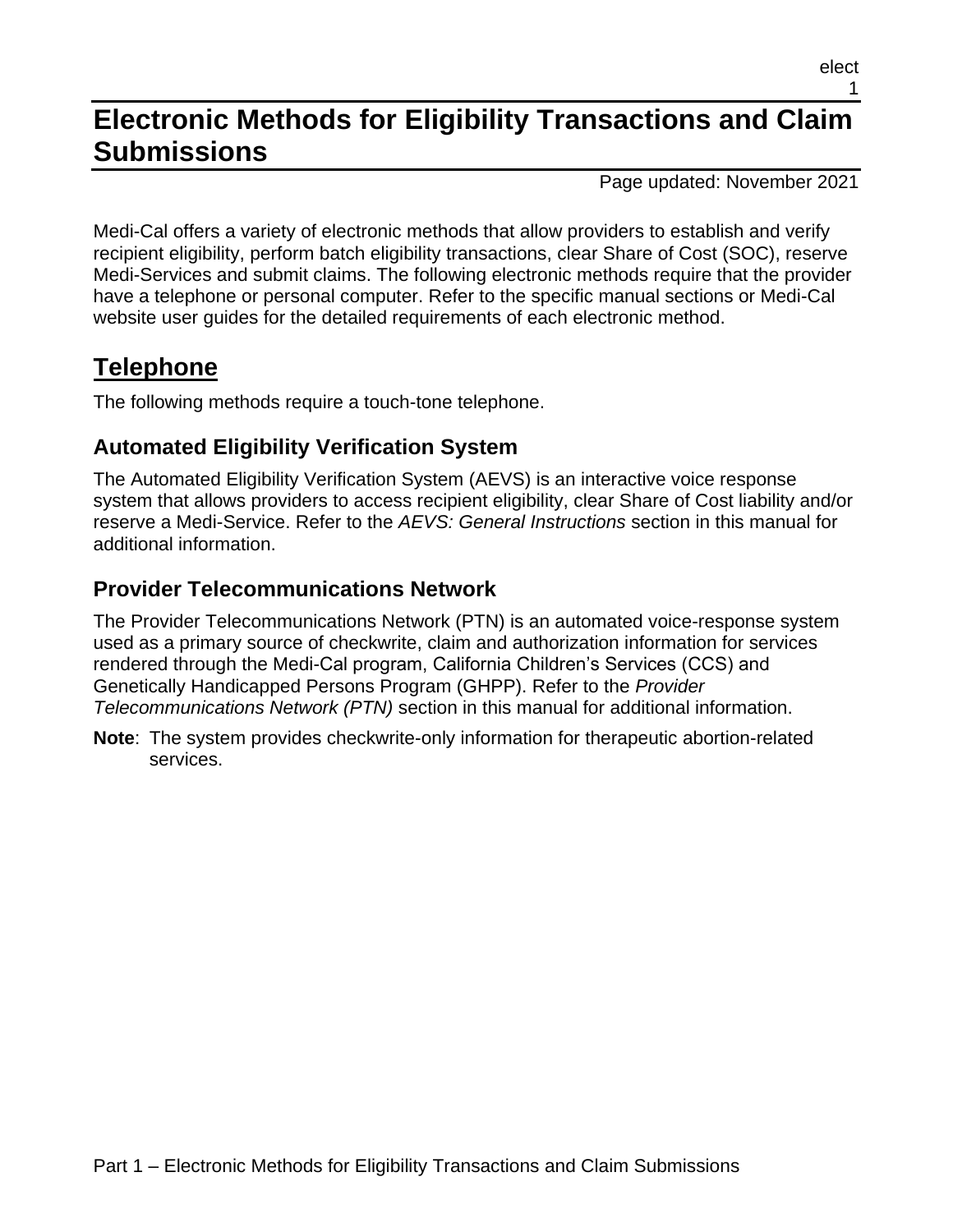# Electronic Methods for Eligibility Transactions and Claim Submissions

Page updated: November 2021

Medi-Cal offers a variety of electronic methods that allow providers to establish and verify recipient eligibility, perform batch eligibility transactions, clear Share of Cost (SOC), reserve Medi-Services and submit claims. The following electronic methods require that the provider have a telephone or personal computer. Refer to the specific manual sections or Medi-Cal website user guides for the detailed requirements of each electronic method.

## Telephone

The following methods require a touch-tone telephone.

### Automated Eligibility Verification System

The Automated Eligibility Verification System (AEVS) is an interactive voice response system that allows providers to access recipient eligibility, clear Share of Cost liability and/or reserve a Medi-Service. Refer to the *AEVS: General Instructions* section in this manual for additional information.

### Provider Telecommunications Network

The Provider Telecommunications Network (PTN) is an automated voice-response system used as a primary source of checkwrite, claim and authorization information for services rendered through the Medi-Cal program, California Children's Services (CCS) and Genetically Handicapped Persons Program (GHPP). Refer to the *Provider Telecommunications Network (PTN)* section in this manual for additional information.

**Note**: The system provides checkwrite-only information for therapeutic abortion-related services.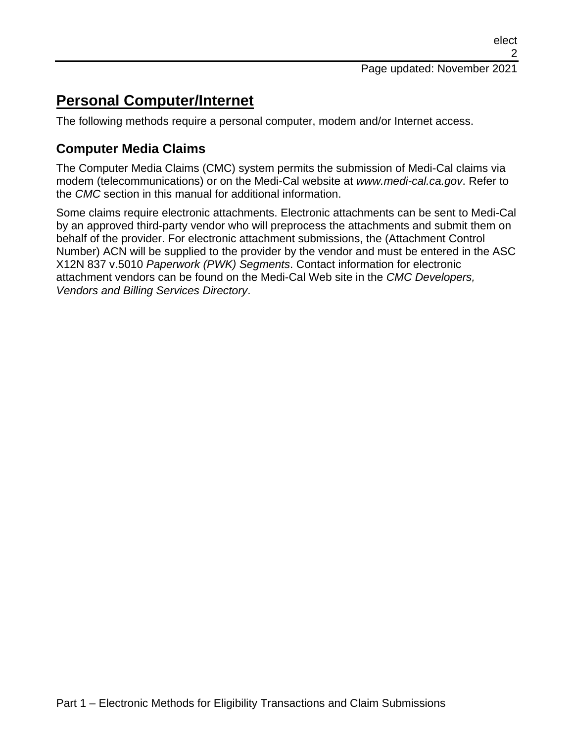# Personal Computer/Internet

The following methods require a personal computer, modem and/or Internet access.

## Computer Media Claims

The Computer Media Claims (CMC) system permits the submission of Medi-Cal claims via modem (telecommunications) or on the Medi-Cal website at *www.medi-cal.ca.gov*. Refer to the *CMC* section in this manual for additional information.

Some claims require electronic attachments. Electronic attachments can be sent to Medi-Cal by an approved third-party vendor who will preprocess the attachments and submit them on behalf of the provider. For electronic attachment submissions, the (Attachment Control Number) ACN will be supplied to the provider by the vendor and must be entered in the ASC X12N 837 v.5010 *Paperwork (PWK) Segments*. Contact information for electronic attachment vendors can be found on the Medi-Cal Web site in the *CMC Developers, Vendors and Billing Services Directory*.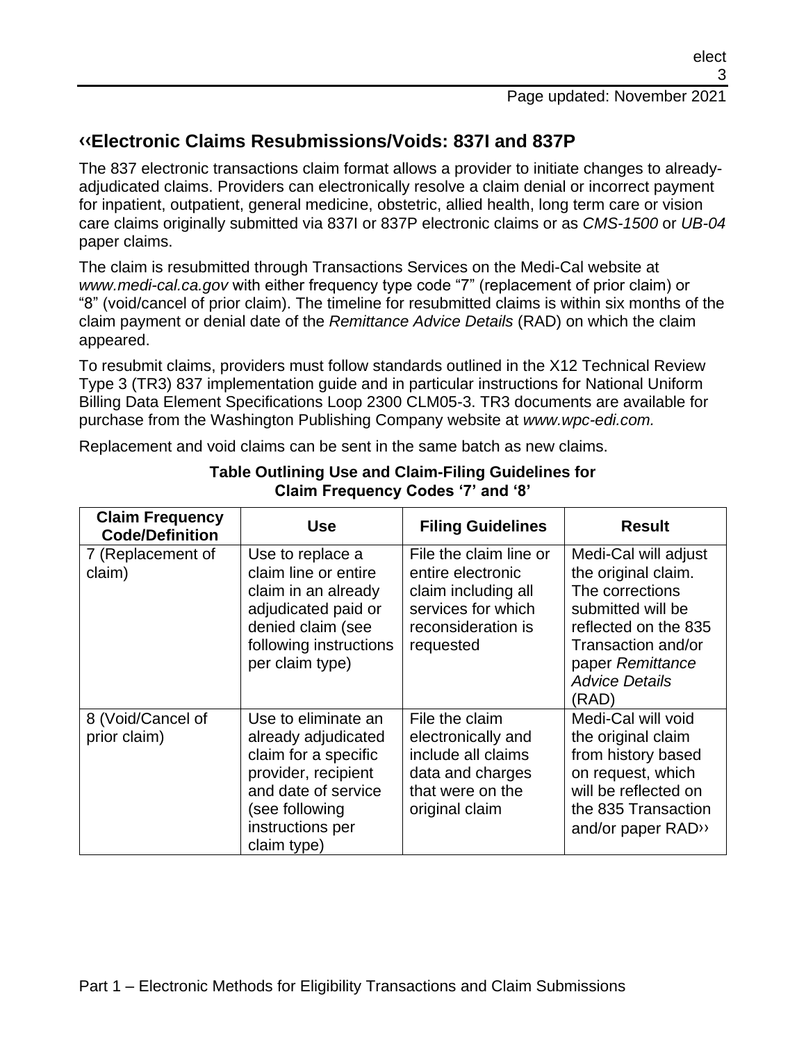## ‹‹Electronic Claims Resubmissions/Voids: 837I and 837P

The 837 electronic transactions claim format allows a provider to initiate changes to already-adjudicated claims. Providers can electronically resolve a claim denial or incorrect payment for inpatient, outpatient, general medicine, obstetric, allied health, long term care or vision care claims originally submitted via 837I or 837P electronic claims or as *CMS-1500* or *UB-04* paper claims.

The claim is resubmitted through Transactions Services on the Medi-Cal website at *www.medi-cal.ca.gov* with either frequency type code "7" (replacement of prior claim) or "8" (void/cancel of prior claim). The timeline for resubmitted claims is within six months of the claim payment or denial date of the *Remittance Advice Details* (RAD) on which the claim appeared.

To resubmit claims, providers must follow standards outlined in the X12 Technical Review Type 3 (TR3) 837 implementation guide and in particular instructions for National Uniform Billing Data Element Specifications Loop 2300 CLM05-3. TR3 documents are available for purchase from the Washington Publishing Company website at *www.wpc-edi.com.*

Replacement and void claims can be sent in the same batch as new claims.

**Table Outlining Use and Claim-Filing Guidelines for Claim Frequency Codes '7' and '8'**

| Claim Frequency Code/Definition | Use | Filing Guidelines | Result |
|---|---|---|---|
| 7 (Replacement of claim) | Use to replace a claim line or entire claim in an already adjudicated paid or denied claim (see following instructions per claim type) | File the claim line or entire electronic claim including all services for which reconsideration is requested | Medi-Cal will adjust the original claim. The corrections submitted will be reflected on the 835 Transaction and/or paper *Remittance Advice Details* (RAD) |
| 8 (Void/Cancel of prior claim) | Use to eliminate an already adjudicated claim for a specific provider, recipient and date of service (see following instructions per claim type) | File the claim electronically and include all claims data and charges that were on the original claim | Medi-Cal will void the original claim from history based on request, which will be reflected on the 835 Transaction and/or paper RAD›› |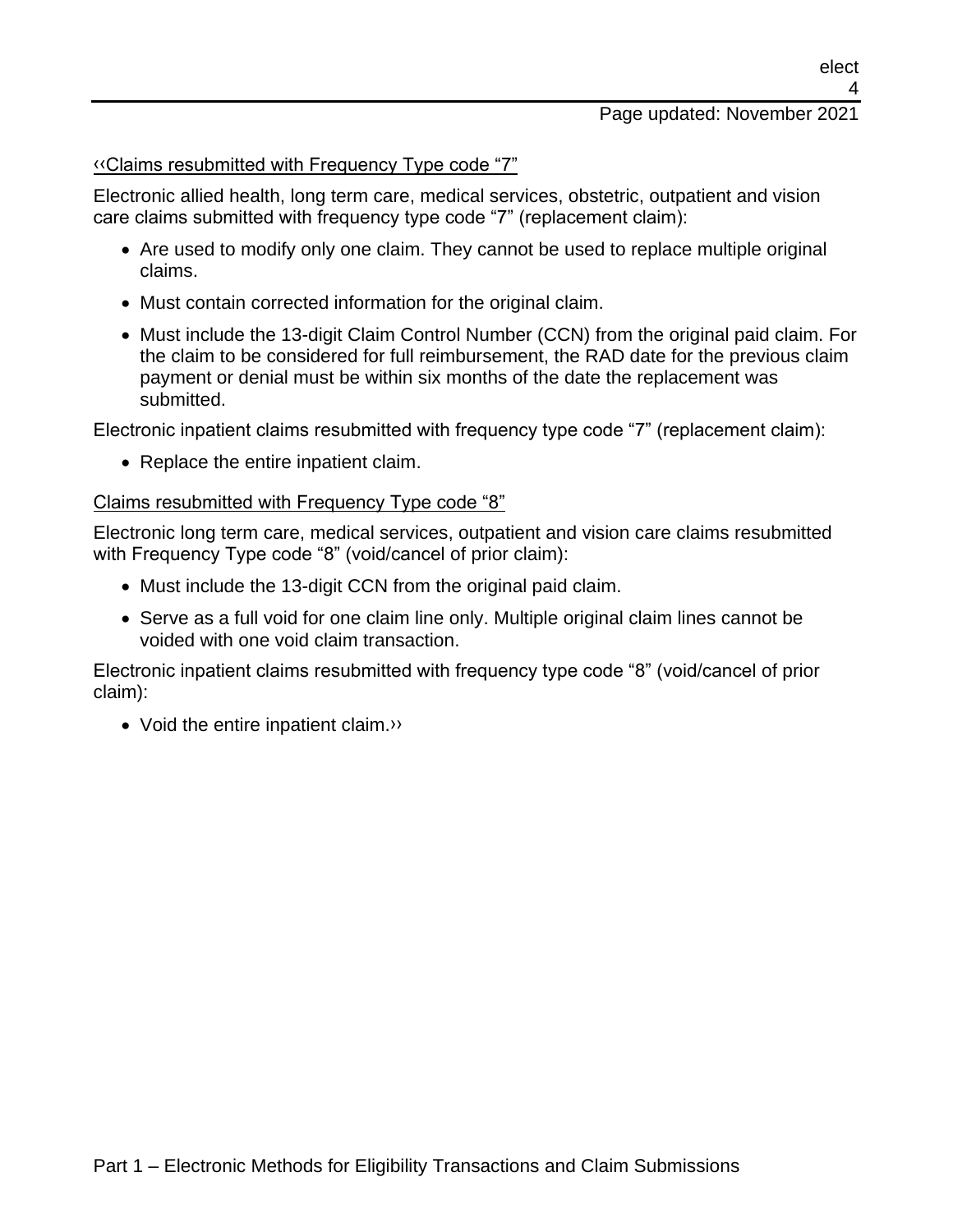‹‹Claims resubmitted with Frequency Type code "7"

Electronic allied health, long term care, medical services, obstetric, outpatient and vision care claims submitted with frequency type code "7" (replacement claim):

- Are used to modify only one claim. They cannot be used to replace multiple original claims.
- Must contain corrected information for the original claim.
- Must include the 13-digit Claim Control Number (CCN) from the original paid claim. For the claim to be considered for full reimbursement, the RAD date for the previous claim payment or denial must be within six months of the date the replacement was submitted.

Electronic inpatient claims resubmitted with frequency type code "7" (replacement claim):

- Replace the entire inpatient claim.

Claims resubmitted with Frequency Type code "8"

Electronic long term care, medical services, outpatient and vision care claims resubmitted with Frequency Type code "8" (void/cancel of prior claim):

- Must include the 13-digit CCN from the original paid claim.
- Serve as a full void for one claim line only. Multiple original claim lines cannot be voided with one void claim transaction.

Electronic inpatient claims resubmitted with frequency type code "8" (void/cancel of prior claim):

- Void the entire inpatient claim.››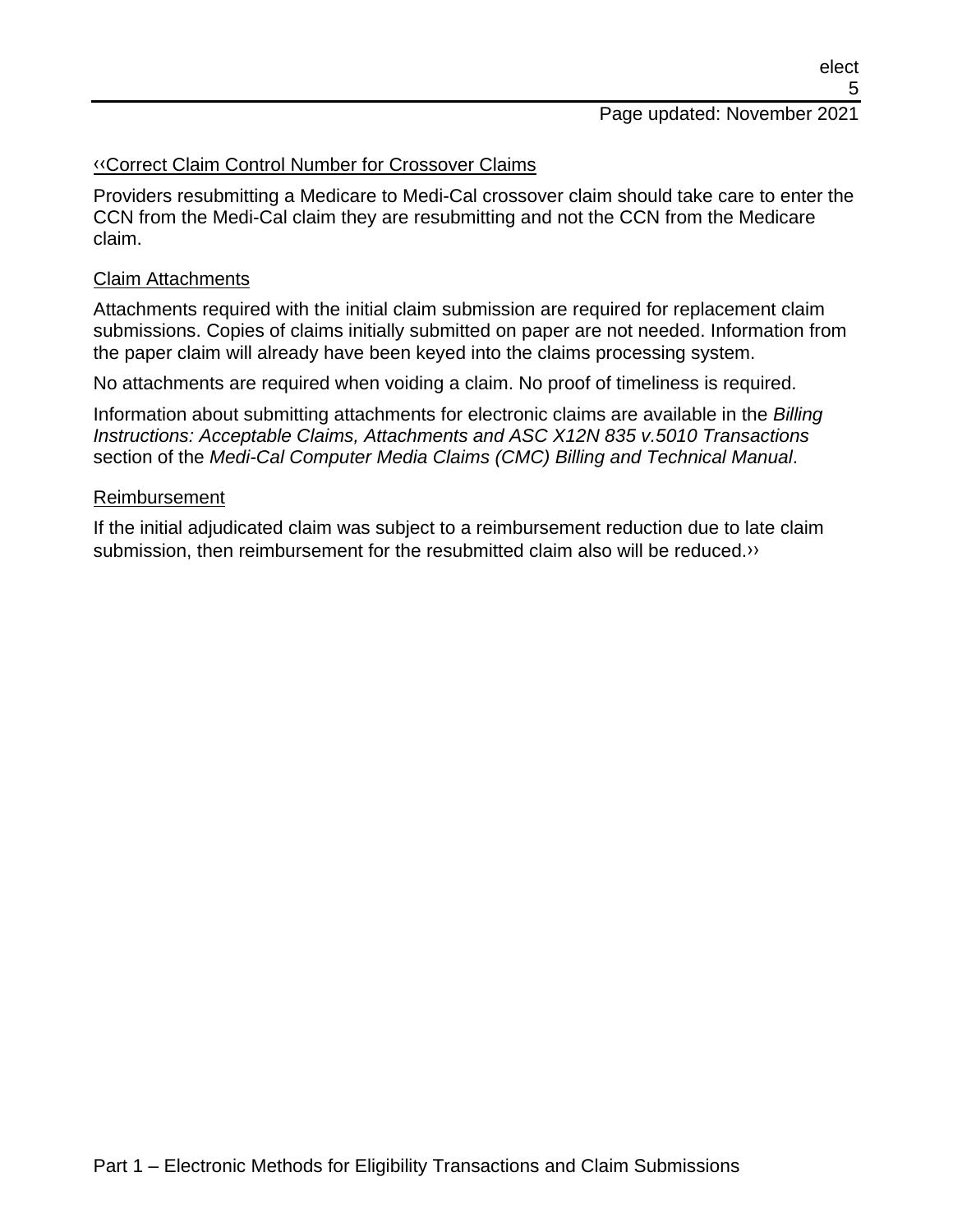‹‹Correct Claim Control Number for Crossover Claims

Providers resubmitting a Medicare to Medi-Cal crossover claim should take care to enter the CCN from the Medi-Cal claim they are resubmitting and not the CCN from the Medicare claim.

Claim Attachments

Attachments required with the initial claim submission are required for replacement claim submissions. Copies of claims initially submitted on paper are not needed. Information from the paper claim will already have been keyed into the claims processing system.

No attachments are required when voiding a claim. No proof of timeliness is required.

Information about submitting attachments for electronic claims are available in the *Billing Instructions: Acceptable Claims, Attachments and ASC X12N 835 v.5010 Transactions* section of the *Medi-Cal Computer Media Claims (CMC) Billing and Technical Manual*.

Reimbursement

If the initial adjudicated claim was subject to a reimbursement reduction due to late claim submission, then reimbursement for the resubmitted claim also will be reduced.››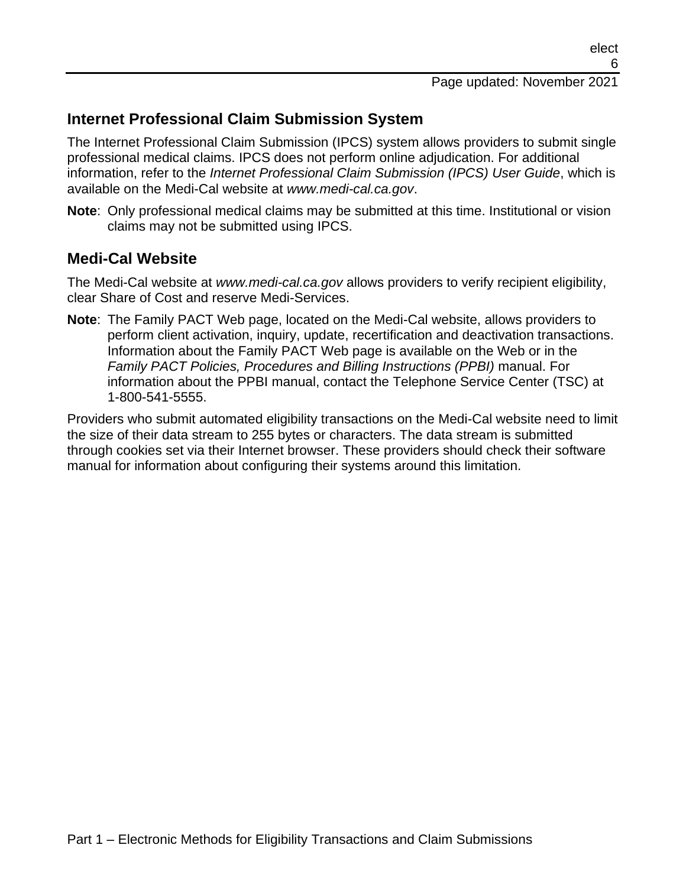## Internet Professional Claim Submission System

The Internet Professional Claim Submission (IPCS) system allows providers to submit single professional medical claims. IPCS does not perform online adjudication. For additional information, refer to the *Internet Professional Claim Submission (IPCS) User Guide*, which is available on the Medi-Cal website at *www.medi-cal.ca.gov*.

**Note**: Only professional medical claims may be submitted at this time. Institutional or vision claims may not be submitted using IPCS.

## Medi-Cal Website

The Medi-Cal website at *www.medi-cal.ca.gov* allows providers to verify recipient eligibility, clear Share of Cost and reserve Medi-Services.

**Note**: The Family PACT Web page, located on the Medi-Cal website, allows providers to perform client activation, inquiry, update, recertification and deactivation transactions. Information about the Family PACT Web page is available on the Web or in the *Family PACT Policies, Procedures and Billing Instructions (PPBI)* manual. For information about the PPBI manual, contact the Telephone Service Center (TSC) at 1-800-541-5555.

Providers who submit automated eligibility transactions on the Medi-Cal website need to limit the size of their data stream to 255 bytes or characters. The data stream is submitted through cookies set via their Internet browser. These providers should check their software manual for information about configuring their systems around this limitation.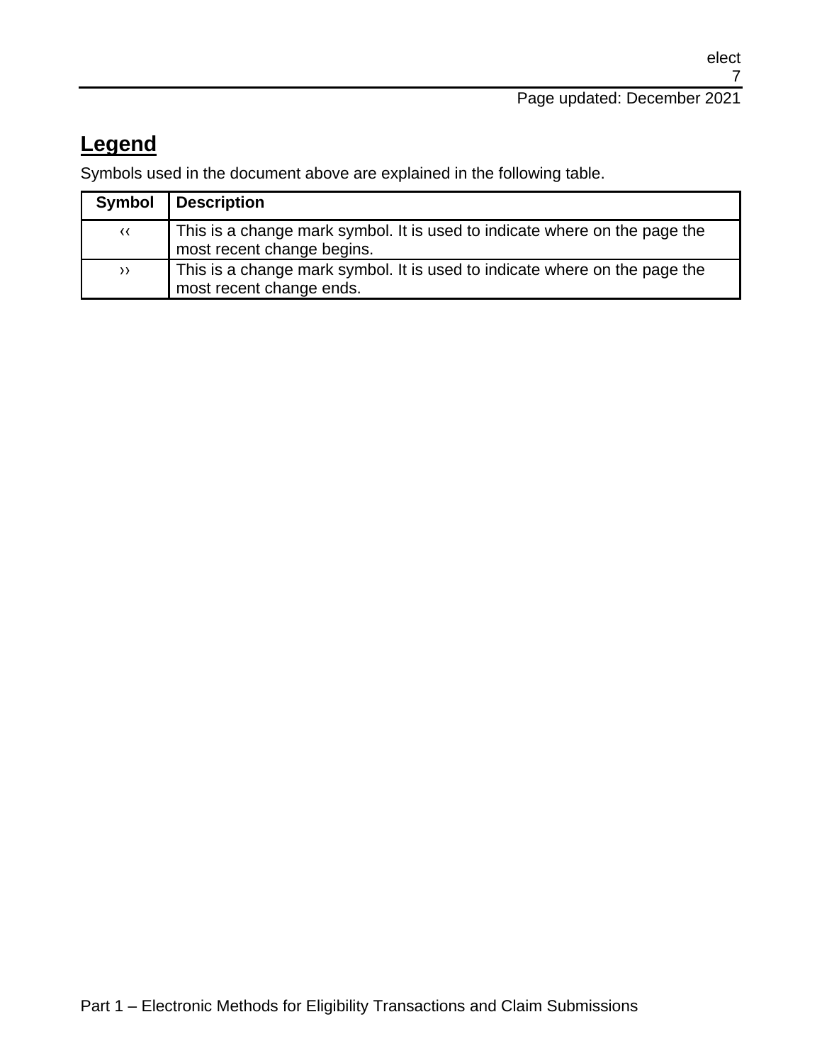## Legend

Symbols used in the document above are explained in the following table.

| Symbol | Description |
|---|---|
| ‹‹ | This is a change mark symbol. It is used to indicate where on the page the most recent change begins. |
| ›› | This is a change mark symbol. It is used to indicate where on the page the most recent change ends. |